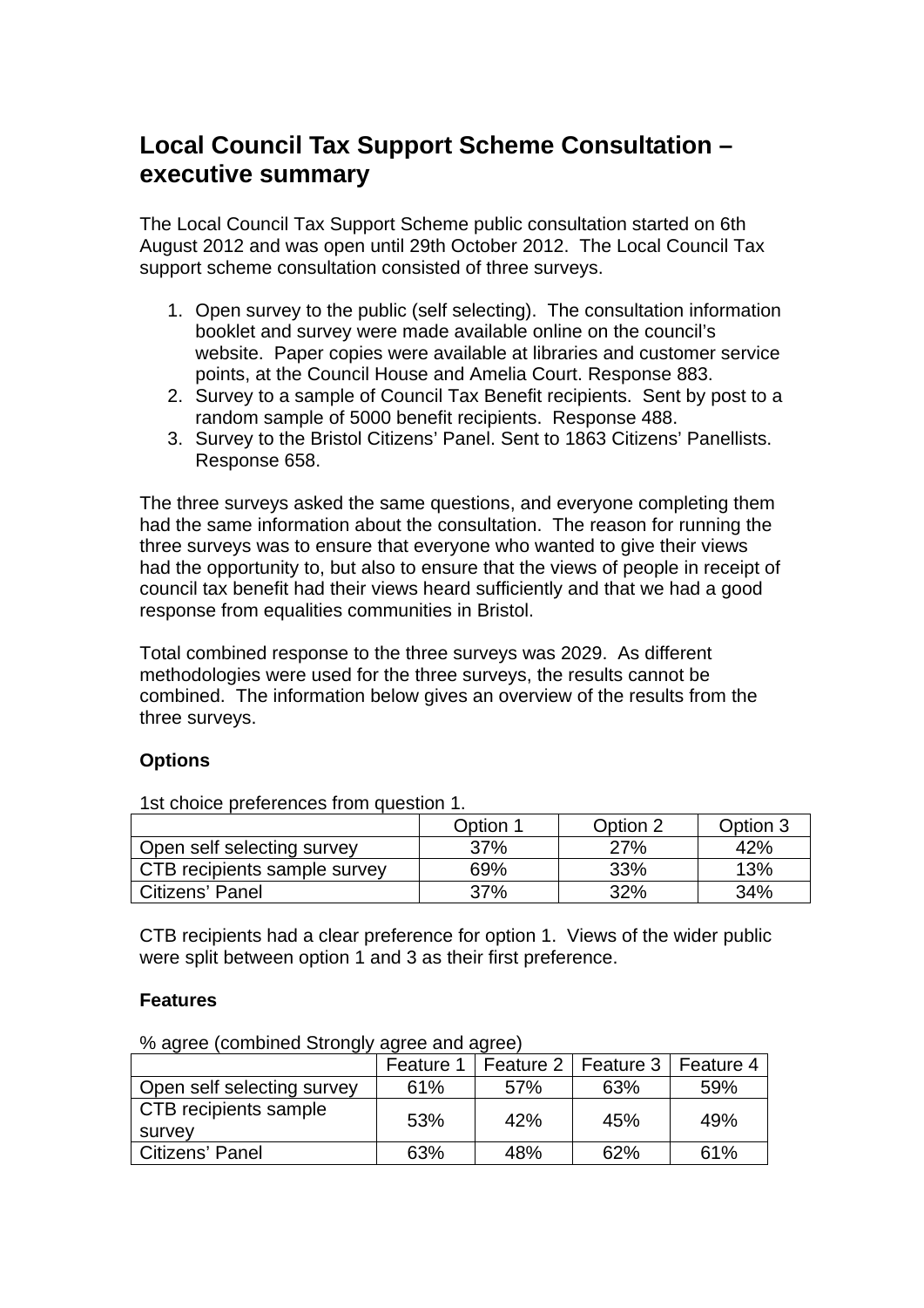# Local Council Tax Support Scheme Consultation – executive summary

The Local Council Tax Support Scheme public consultation started on 6th August 2012 and was open until 29th October 2012. The Local Council Tax support scheme consultation consisted of three surveys.

1. Open survey to the public (self selecting). The consultation information booklet and survey were made available online on the council's website. Paper copies were available at libraries and customer service points, at the Council House and Amelia Court. Response 883.
2. Survey to a sample of Council Tax Benefit recipients. Sent by post to a random sample of 5000 benefit recipients. Response 488.
3. Survey to the Bristol Citizens' Panel. Sent to 1863 Citizens' Panellists. Response 658.

The three surveys asked the same questions, and everyone completing them had the same information about the consultation. The reason for running the three surveys was to ensure that everyone who wanted to give their views had the opportunity to, but also to ensure that the views of people in receipt of council tax benefit had their views heard sufficiently and that we had a good response from equalities communities in Bristol.

Total combined response to the three surveys was 2029. As different methodologies were used for the three surveys, the results cannot be combined. The information below gives an overview of the results from the three surveys.

**Options**

1st choice preferences from question 1.

| | Option 1 | Option 2 | Option 3 |
|---|---|---|---|
| Open self selecting survey | 37% | 27% | 42% |
| CTB recipients sample survey | 69% | 33% | 13% |
| Citizens' Panel | 37% | 32% | 34% |

CTB recipients had a clear preference for option 1. Views of the wider public were split between option 1 and 3 as their first preference.

**Features**

% agree (combined Strongly agree and agree)

| | Feature 1 | Feature 2 | Feature 3 | Feature 4 |
|---|---|---|---|---|
| Open self selecting survey | 61% | 57% | 63% | 59% |
| CTB recipients sample survey | 53% | 42% | 45% | 49% |
| Citizens' Panel | 63% | 48% | 62% | 61% |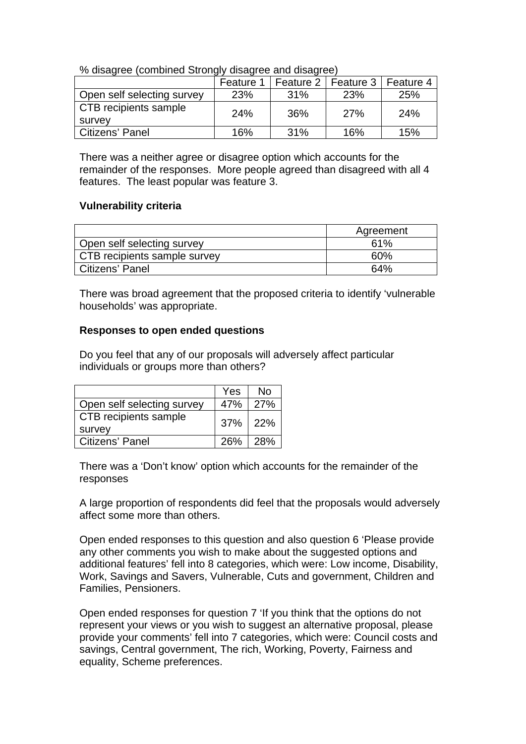% disagree (combined Strongly disagree and disagree)

| | Feature 1 | Feature 2 | Feature 3 | Feature 4 |
|---|---|---|---|---|
| Open self selecting survey | 23% | 31% | 23% | 25% |
| CTB recipients sample survey | 24% | 36% | 27% | 24% |
| Citizens' Panel | 16% | 31% | 16% | 15% |

There was a neither agree or disagree option which accounts for the remainder of the responses. More people agreed than disagreed with all 4 features. The least popular was feature 3.

**Vulnerability criteria**

| | Agreement |
|---|---|
| Open self selecting survey | 61% |
| CTB recipients sample survey | 60% |
| Citizens' Panel | 64% |

There was broad agreement that the proposed criteria to identify 'vulnerable households' was appropriate.

**Responses to open ended questions**

Do you feel that any of our proposals will adversely affect particular individuals or groups more than others?

| | Yes | No |
|---|---|---|
| Open self selecting survey | 47% | 27% |
| CTB recipients sample survey | 37% | 22% |
| Citizens' Panel | 26% | 28% |

There was a 'Don't know' option which accounts for the remainder of the responses

A large proportion of respondents did feel that the proposals would adversely affect some more than others.

Open ended responses to this question and also question 6 'Please provide any other comments you wish to make about the suggested options and additional features' fell into 8 categories, which were: Low income, Disability, Work, Savings and Savers, Vulnerable, Cuts and government, Children and Families, Pensioners.

Open ended responses for question 7 'If you think that the options do not represent your views or you wish to suggest an alternative proposal, please provide your comments' fell into 7 categories, which were: Council costs and savings, Central government, The rich, Working, Poverty, Fairness and equality, Scheme preferences.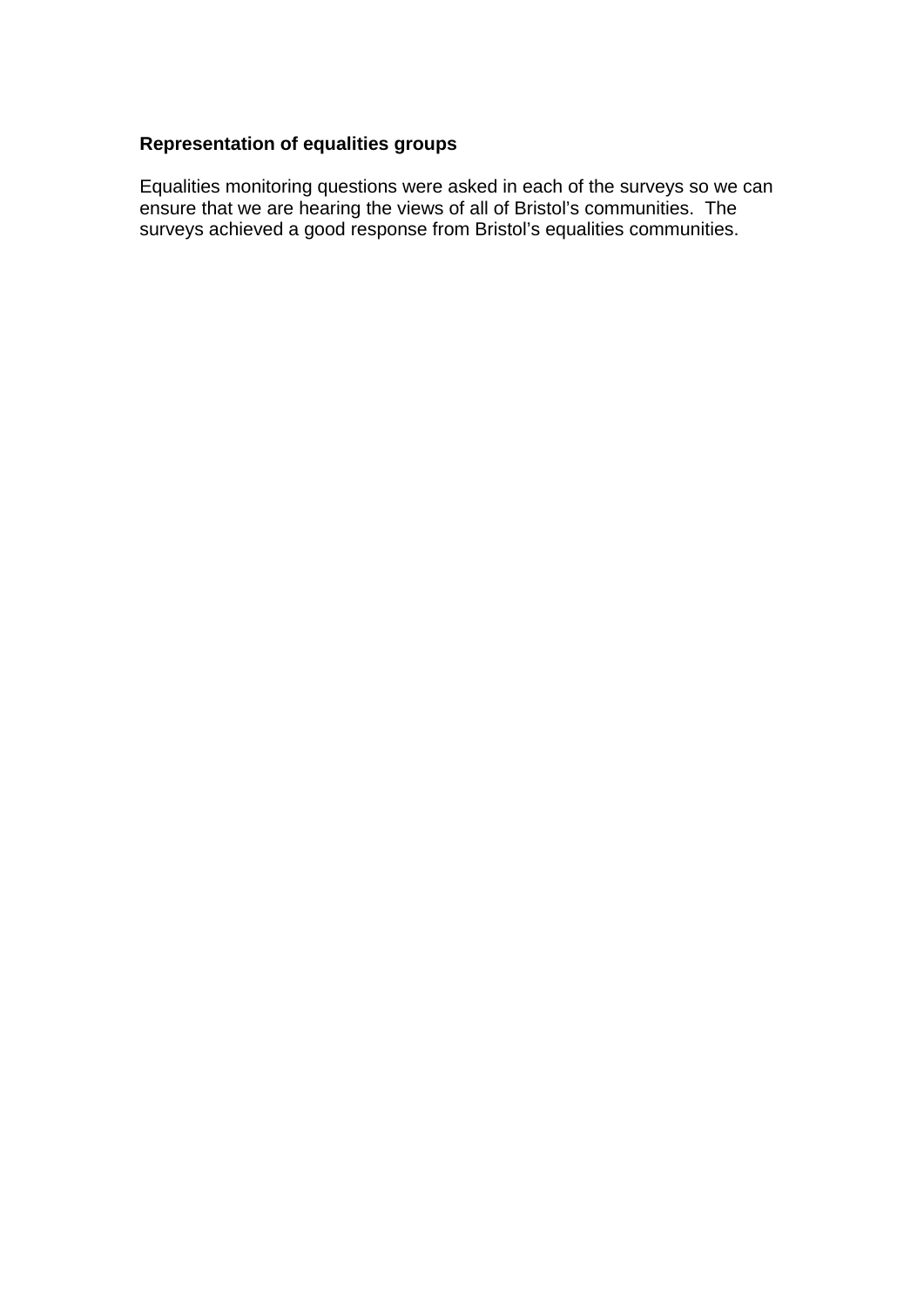**Representation of equalities groups**

Equalities monitoring questions were asked in each of the surveys so we can ensure that we are hearing the views of all of Bristol's communities. The surveys achieved a good response from Bristol's equalities communities.